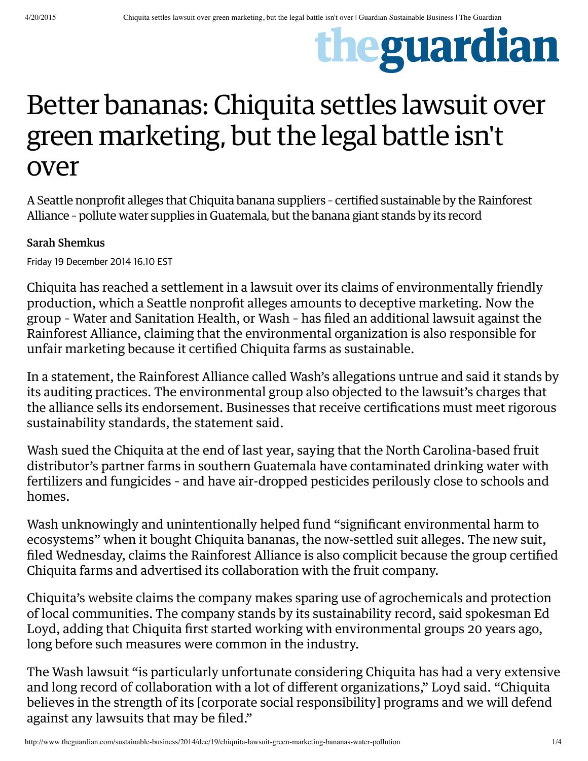# Better bananas: Chiquita settles lawsuit over green marketing, but the legal battle isn't over

A Seattle nonprofit alleges that Chiquita banana suppliers – certified sustainable by the Rainforest Alliance – pollute water supplies in Guatemala, but the banana giant stands by its record

**Sarah Shemkus**

Friday 19 December 2014 16.10 EST

Chiquita has reached a settlement in a lawsuit over its claims of environmentally friendly production, which a Seattle nonprofit alleges amounts to deceptive marketing. Now the group – Water and Sanitation Health, or Wash – has filed an additional lawsuit against the Rainforest Alliance, claiming that the environmental organization is also responsible for unfair marketing because it certified Chiquita farms as sustainable.

In a statement, the Rainforest Alliance called Wash's allegations untrue and said it stands by its auditing practices. The environmental group also objected to the lawsuit's charges that the alliance sells its endorsement. Businesses that receive certifications must meet rigorous sustainability standards, the statement said.

Wash sued the Chiquita at the end of last year, saying that the North Carolina-based fruit distributor's partner farms in southern Guatemala have contaminated drinking water with fertilizers and fungicides – and have air-dropped pesticides perilously close to schools and homes.

Wash unknowingly and unintentionally helped fund "significant environmental harm to ecosystems" when it bought Chiquita bananas, the now-settled suit alleges. The new suit, filed Wednesday, claims the Rainforest Alliance is also complicit because the group certified Chiquita farms and advertised its collaboration with the fruit company.

Chiquita's website claims the company makes sparing use of agrochemicals and protection of local communities. The company stands by its sustainability record, said spokesman Ed Loyd, adding that Chiquita first started working with environmental groups 20 years ago, long before such measures were common in the industry.

The Wash lawsuit "is particularly unfortunate considering Chiquita has had a very extensive and long record of collaboration with a lot of different organizations," Loyd said. "Chiquita believes in the strength of its [corporate social responsibility] programs and we will defend against any lawsuits that may be filed."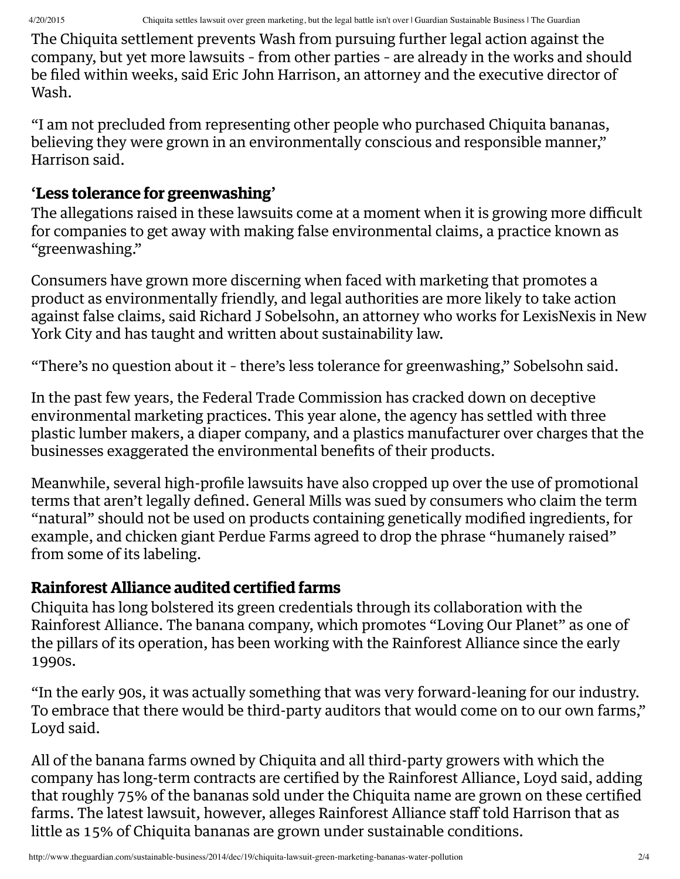The Chiquita settlement prevents Wash from pursuing further legal action against the company, but yet more lawsuits - from other parties - are already in the works and should be filed within weeks, said Eric John Harrison, an attorney and the executive director of Wash.

"I am not precluded from representing other people who purchased Chiquita bananas, believing they were grown in an environmentally conscious and responsible manner," Harrison said.

## 'Less tolerance for greenwashing'

The allegations raised in these lawsuits come at a moment when it is growing more difficult for companies to get away with making false environmental claims, a practice known as "greenwashing."

Consumers have grown more discerning when faced with marketing that promotes a product as environmentally friendly, and legal authorities are more likely to take action against false claims, said Richard J Sobelsohn, an attorney who works for LexisNexis in New York City and has taught and written about sustainability law.

"There's no question about it - there's less tolerance for greenwashing," Sobelsohn said.

In the past few years, the Federal Trade Commission has cracked down on deceptive environmental marketing practices. This year alone, the agency has settled with three plastic lumber makers, a diaper company, and a plastics manufacturer over charges that the businesses exaggerated the environmental benefits of their products.

Meanwhile, several high-profile lawsuits have also cropped up over the use of promotional terms that aren't legally defined. General Mills was sued by consumers who claim the term "natural" should not be used on products containing genetically modified ingredients, for example, and chicken giant Perdue Farms agreed to drop the phrase "humanely raised" from some of its labeling.

## Rainforest Alliance audited certified farms

Chiquita has long bolstered its green credentials through its collaboration with the Rainforest Alliance. The banana company, which promotes "Loving Our Planet" as one of the pillars of its operation, has been working with the Rainforest Alliance since the early 1990s.

"In the early 90s, it was actually something that was very forward-leaning for our industry. To embrace that there would be third-party auditors that would come on to our own farms," Loyd said.

All of the banana farms owned by Chiquita and all third-party growers with which the company has long-term contracts are certified by the Rainforest Alliance, Loyd said, adding that roughly 75% of the bananas sold under the Chiquita name are grown on these certified farms. The latest lawsuit, however, alleges Rainforest Alliance staff told Harrison that as little as 15% of Chiquita bananas are grown under sustainable conditions.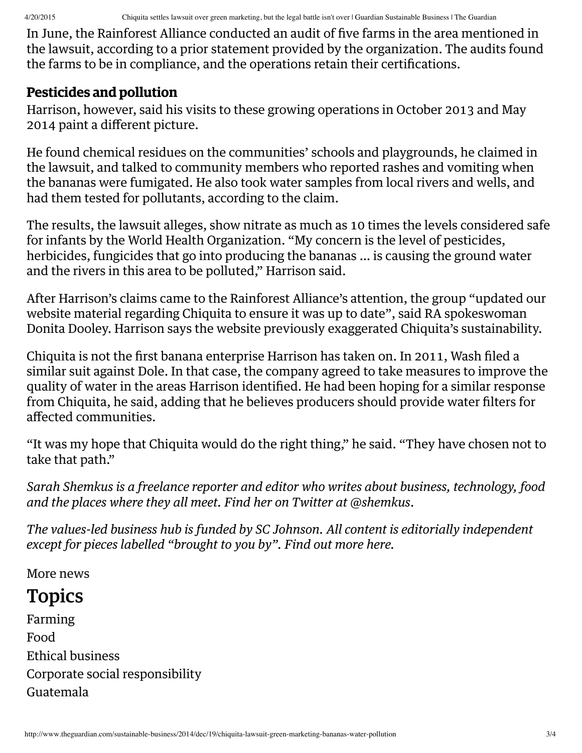In June, the Rainforest Alliance conducted an audit of five farms in the area mentioned in the lawsuit, according to a prior statement provided by the organization. The audits found the farms to be in compliance, and the operations retain their certifications.

## Pesticides and pollution

Harrison, however, said his visits to these growing operations in October 2013 and May 2014 paint a different picture.

He found chemical residues on the communities' schools and playgrounds, he claimed in the lawsuit, and talked to community members who reported rashes and vomiting when the bananas were fumigated. He also took water samples from local rivers and wells, and had them tested for pollutants, according to the claim.

The results, the lawsuit alleges, show nitrate as much as 10 times the levels considered safe for infants by the World Health Organization. "My concern is the level of pesticides, herbicides, fungicides that go into producing the bananas ... is causing the ground water and the rivers in this area to be polluted," Harrison said.

After Harrison's claims came to the Rainforest Alliance's attention, the group "updated our website material regarding Chiquita to ensure it was up to date", said RA spokeswoman Donita Dooley. Harrison says the website previously exaggerated Chiquita's sustainability.

Chiquita is not the first banana enterprise Harrison has taken on. In 2011, Wash filed a similar suit against Dole. In that case, the company agreed to take measures to improve the quality of water in the areas Harrison identified. He had been hoping for a similar response from Chiquita, he said, adding that he believes producers should provide water filters for affected communities.

"It was my hope that Chiquita would do the right thing," he said. "They have chosen not to take that path."

*Sarah Shemkus is a freelance reporter and editor who writes about business, technology, food and the places where they all meet. Find her on Twitter at @shemkus.*

*The values-led business hub is funded by SC Johnson. All content is editorially independent except for pieces labelled "brought to you by". Find out more here.*

More news

# Topics

Farming

Food

Ethical business

Corporate social responsibility

Guatemala